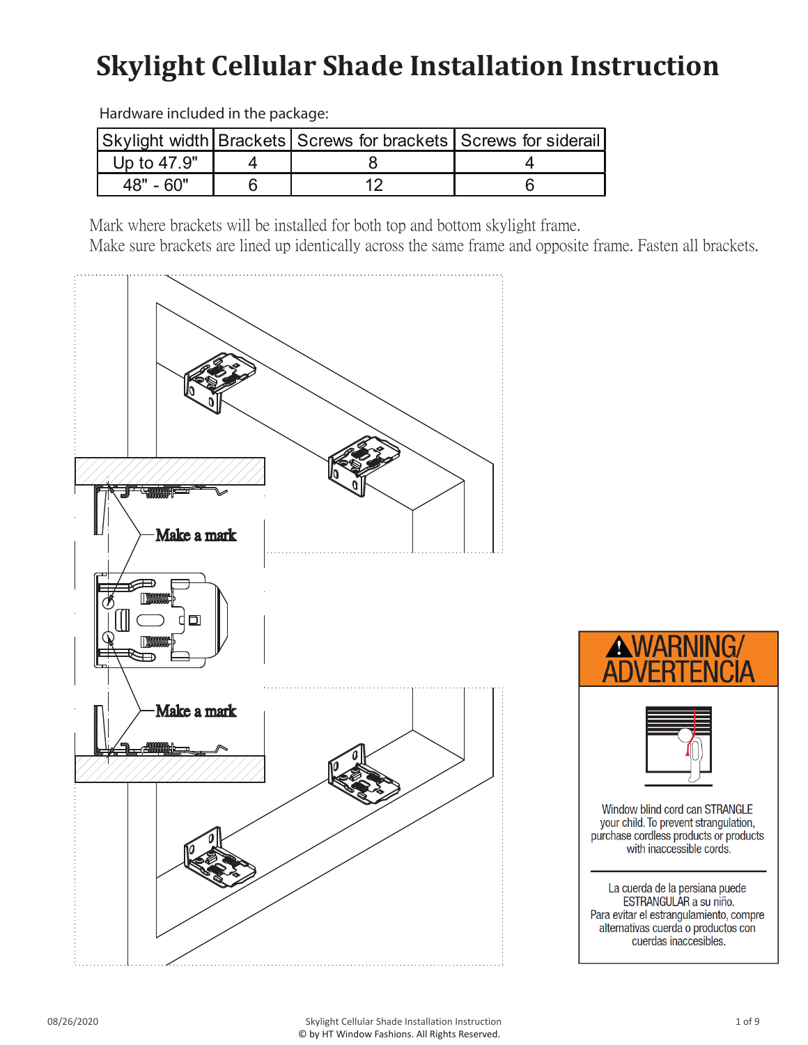# Skylight Cellular Shade Installation Instruction

Hardware included in the package:

| Skylight width | Brackets | Screws for brackets | Screws for siderail |
|---|---|---|---|
| Up to 47.9" | 4 | 8 | 4 |
| 48" - 60" | 6 | 12 | 6 |

Mark where brackets will be installed for both top and bottom skylight frame.
Make sure brackets are lined up identically across the same frame and opposite frame. Fasten all brackets.

Make a mark

Make a mark

**WARNING/ ADVERTENCIA**

Window blind cord can STRANGLE your child. To prevent strangulation, purchase cordless products or products with inaccessible cords.

La cuerda de la persiana puede ESTRANGULAR a su niño. Para evitar el estrangulamiento, compre alternativas cuerda o productos con cuerdas inaccesibles.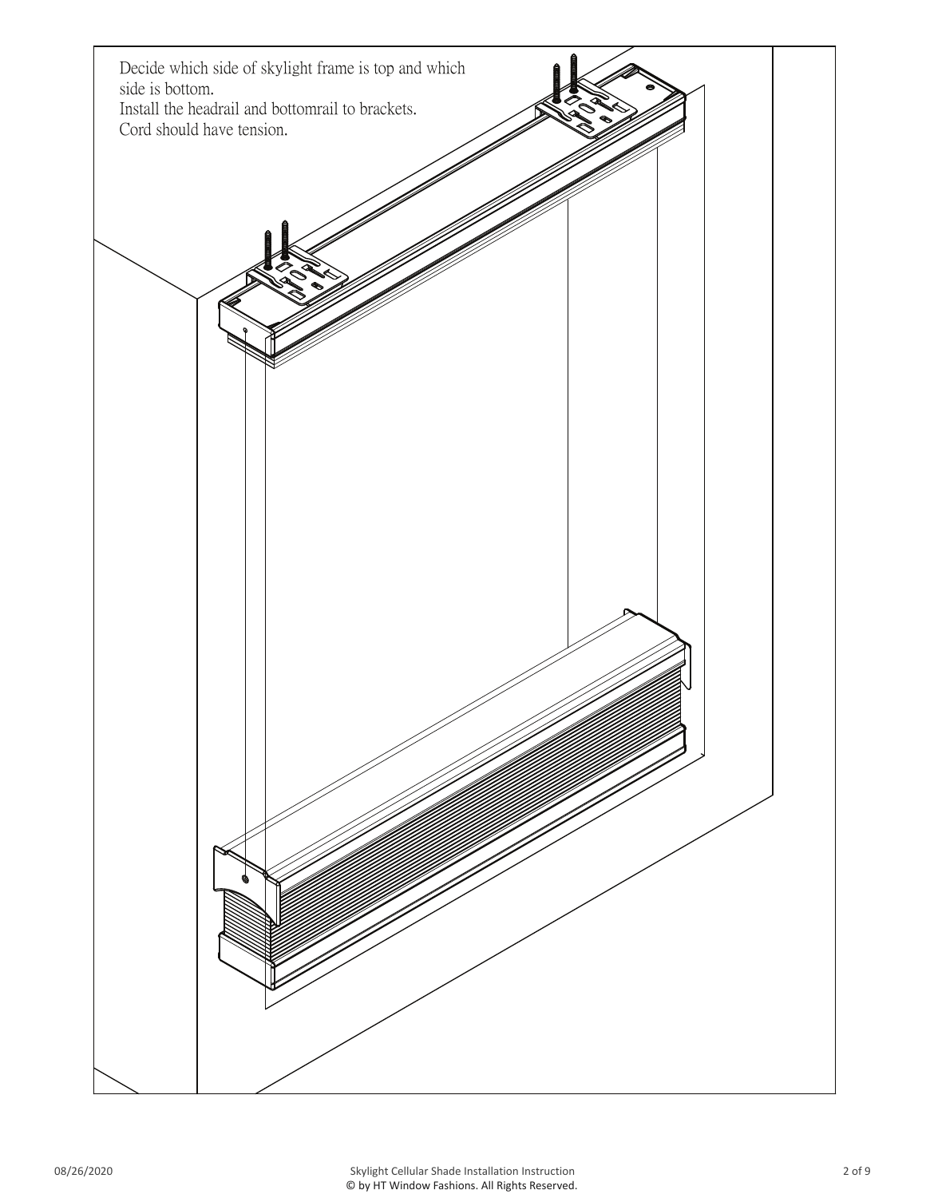Decide which side of skylight frame is top and which side is bottom.
Install the headrail and bottomrail to brackets.
Cord should have tension.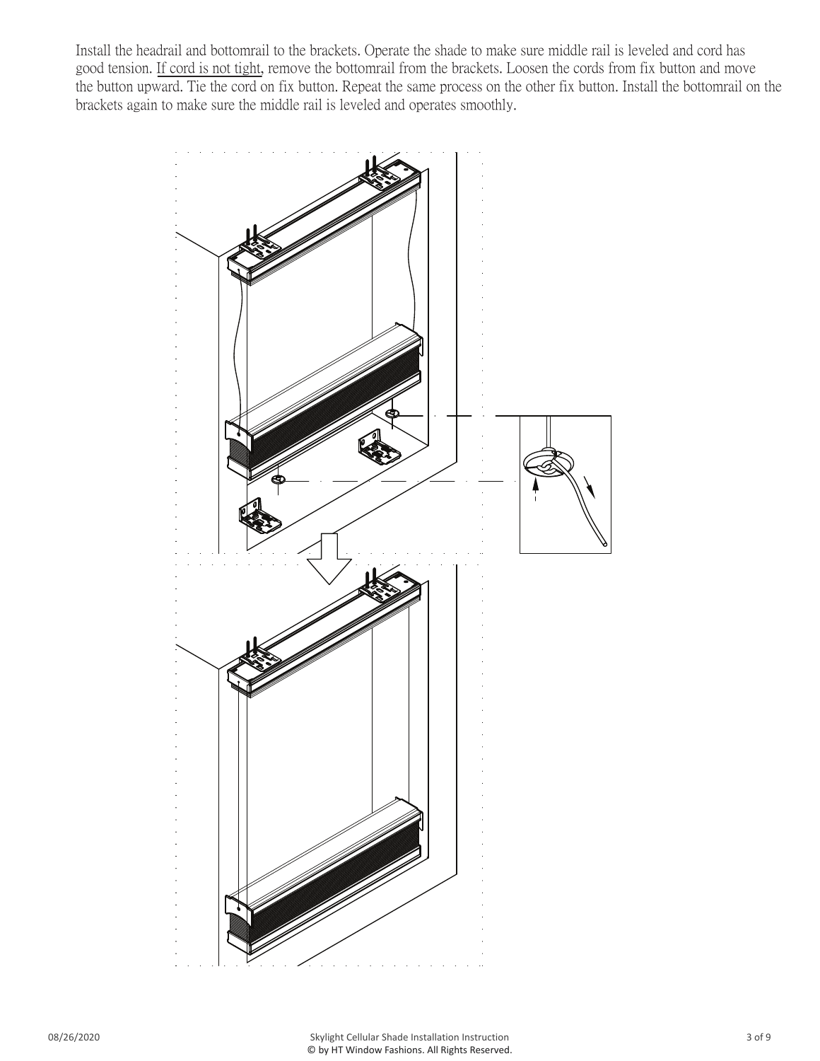Install the headrail and bottomrail to the brackets. Operate the shade to make sure middle rail is leveled and cord has good tension. If cord is not tight, remove the bottomrail from the brackets. Loosen the cords from fix button and move the button upward. Tie the cord on fix button. Repeat the same process on the other fix button. Install the bottomrail on the brackets again to make sure the middle rail is leveled and operates smoothly.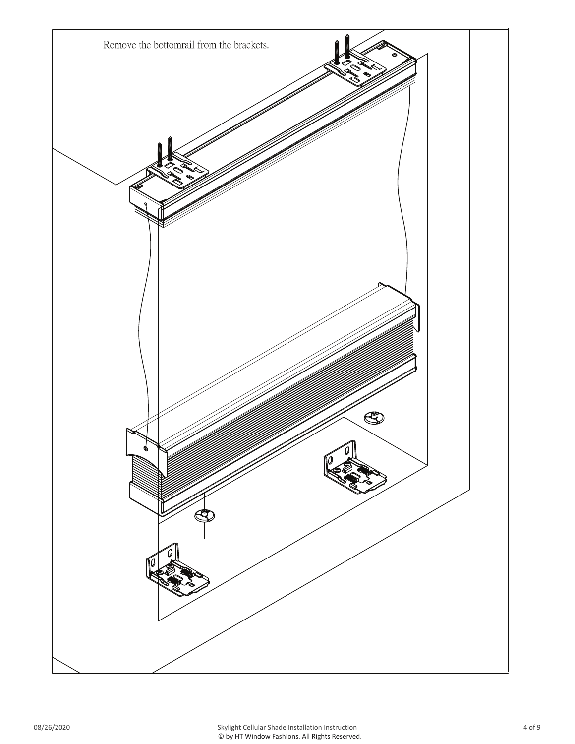Remove the bottomrail from the brackets.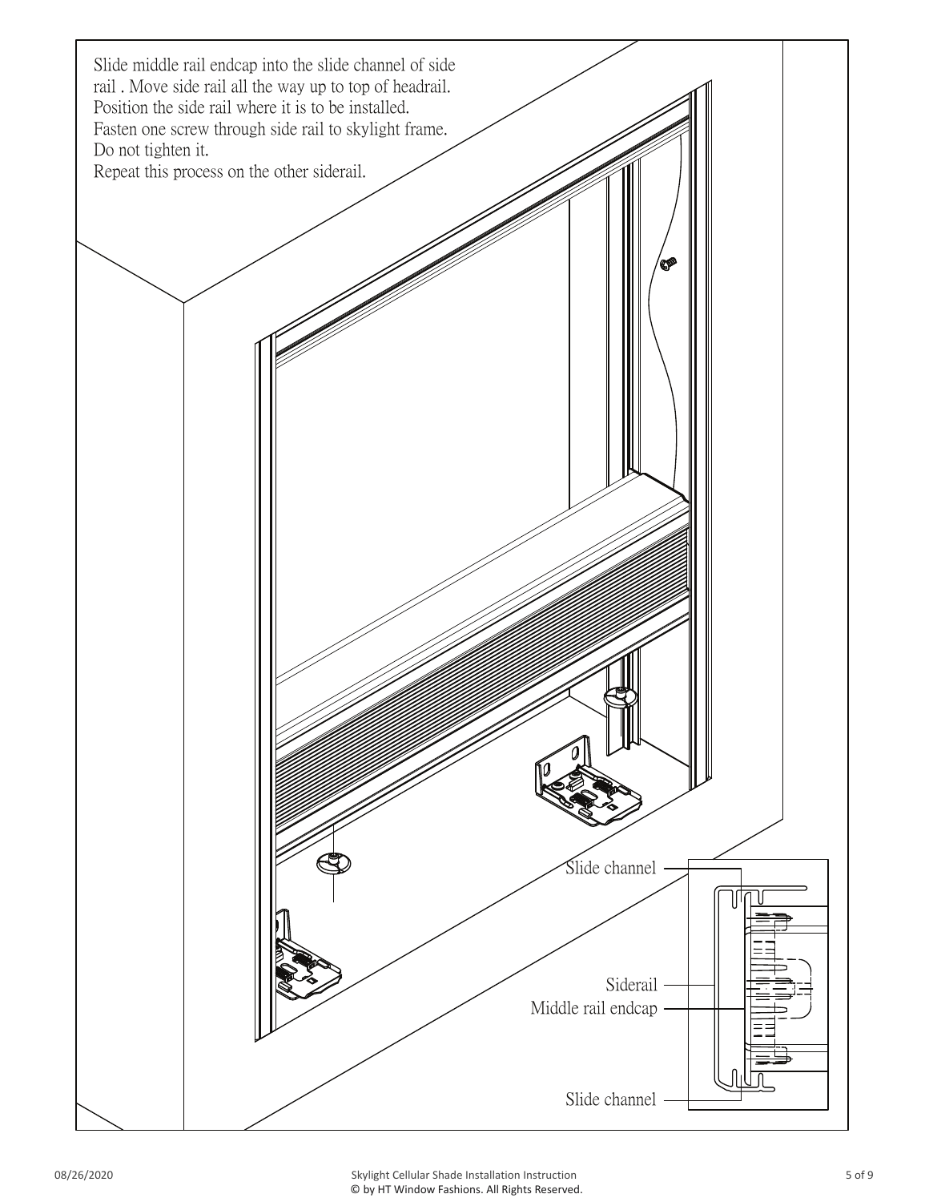Slide middle rail endcap into the slide channel of side rail . Move side rail all the way up to top of headrail.
Position the side rail where it is to be installed.
Fasten one screw through side rail to skylight frame.
Do not tighten it.
Repeat this process on the other siderail.

Slide channel

Siderail

Middle rail endcap

Slide channel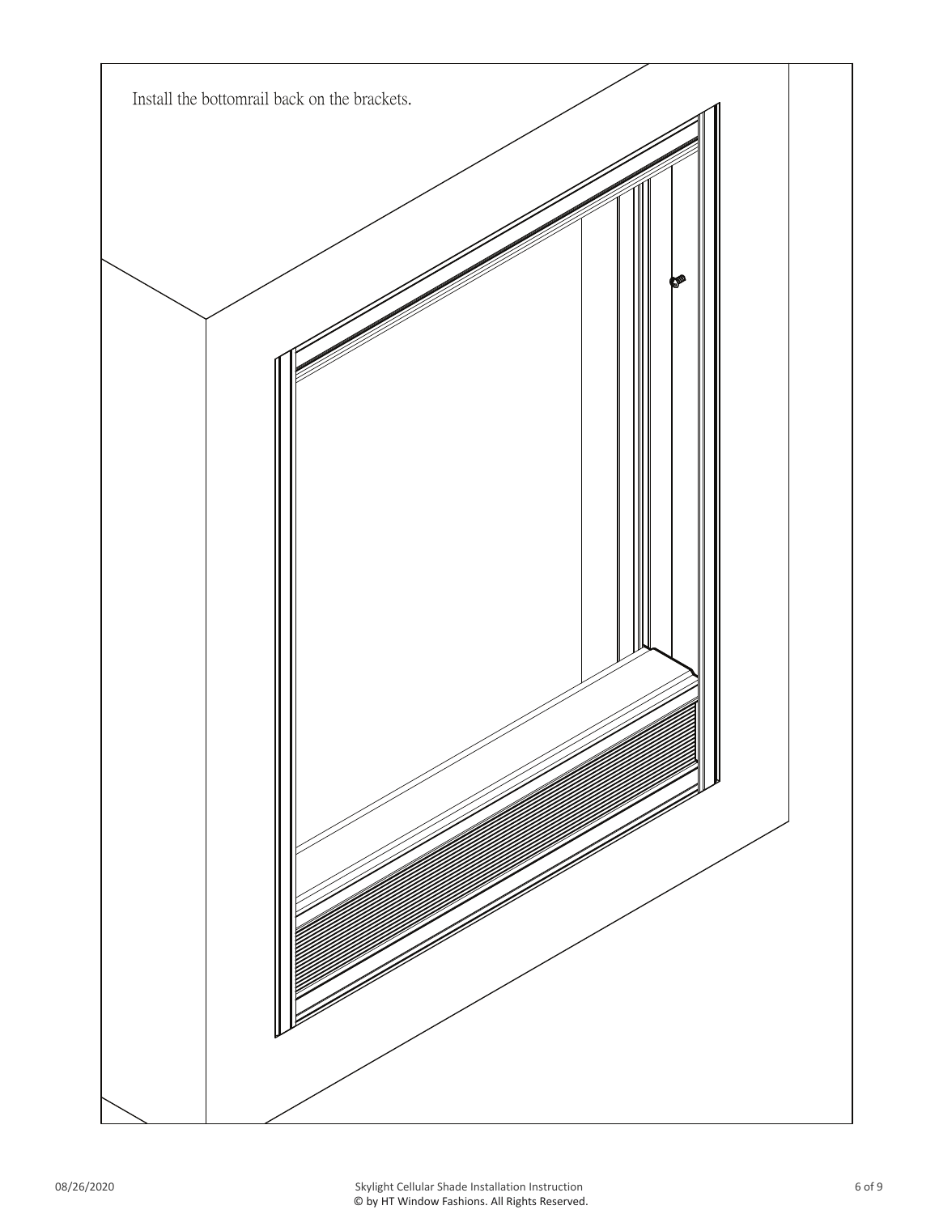Install the bottomrail back on the brackets.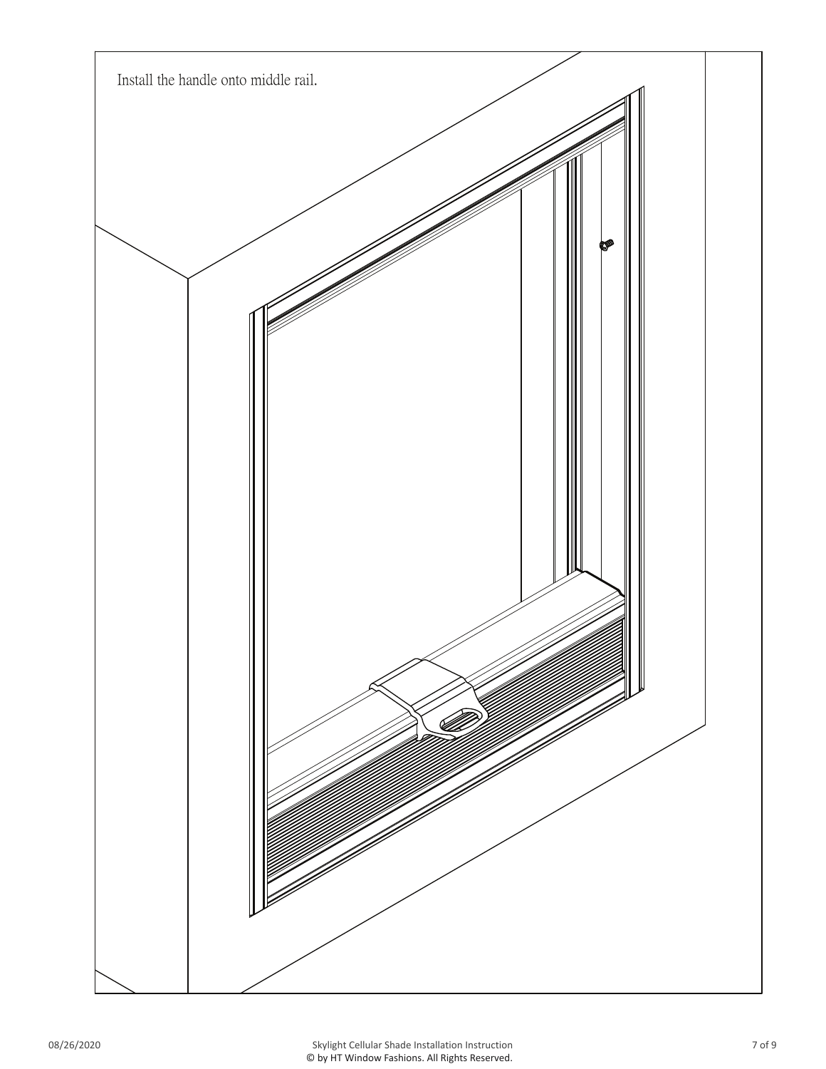Install the handle onto middle rail.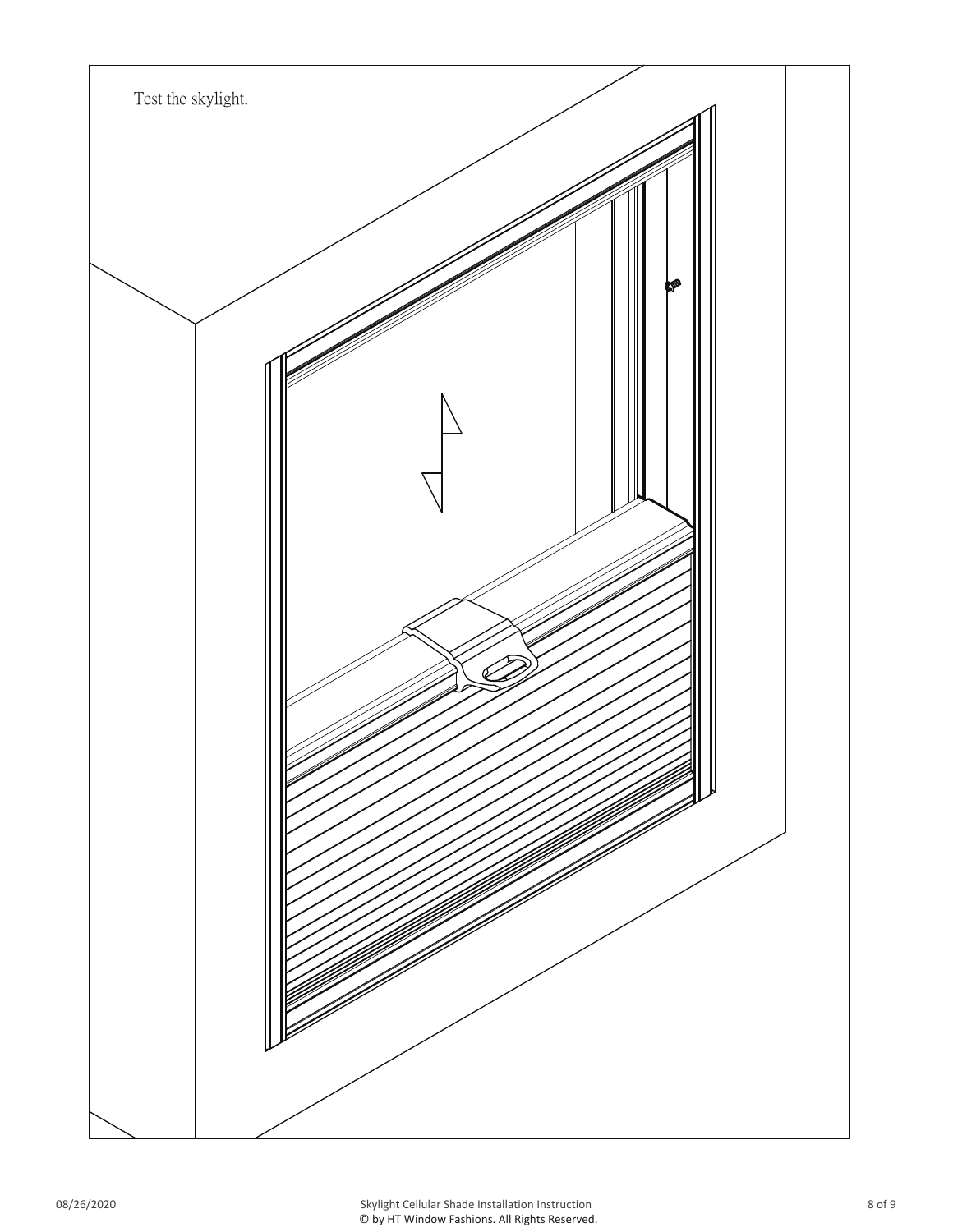Test the skylight.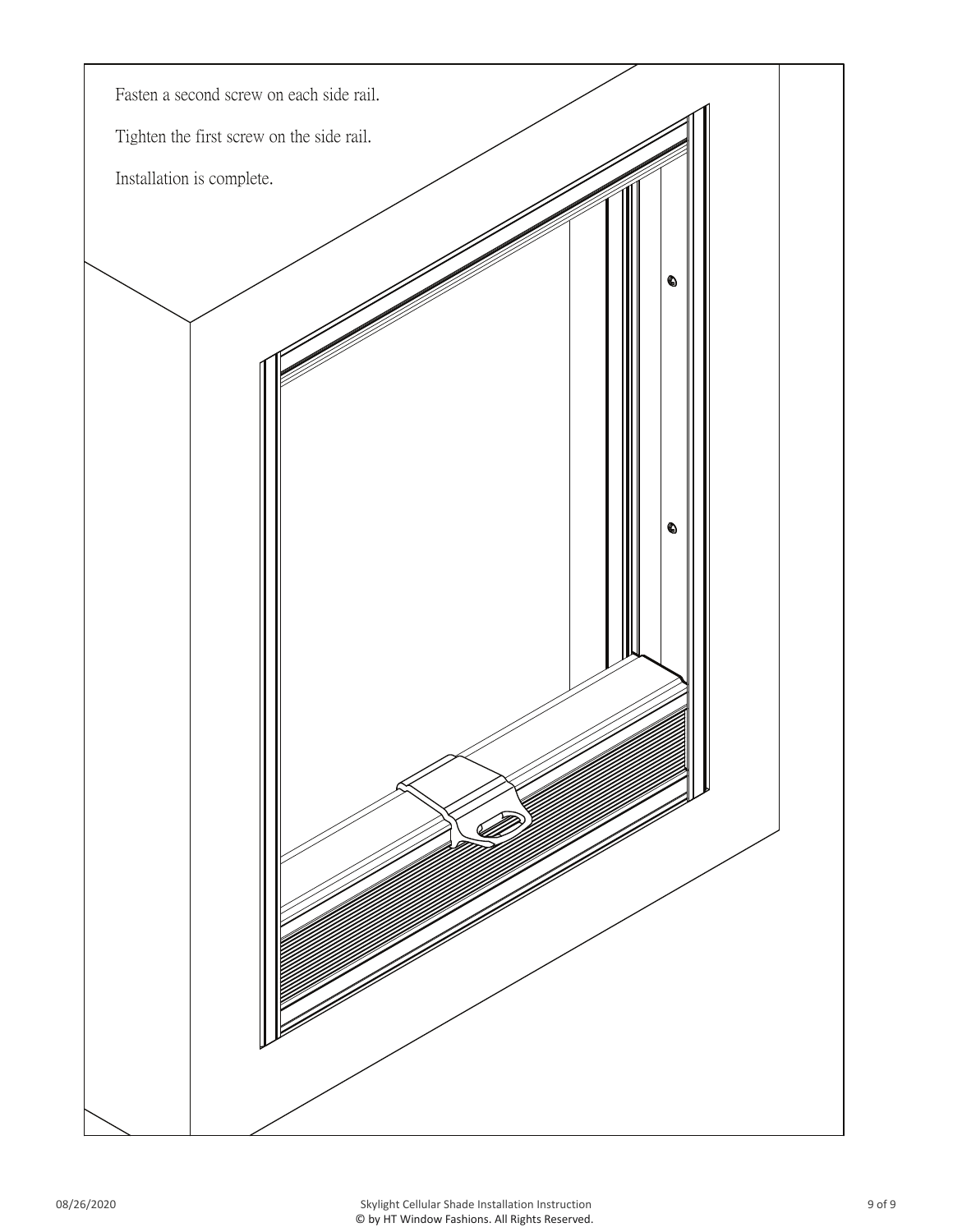Fasten a second screw on each side rail.

Tighten the first screw on the side rail.

Installation is complete.